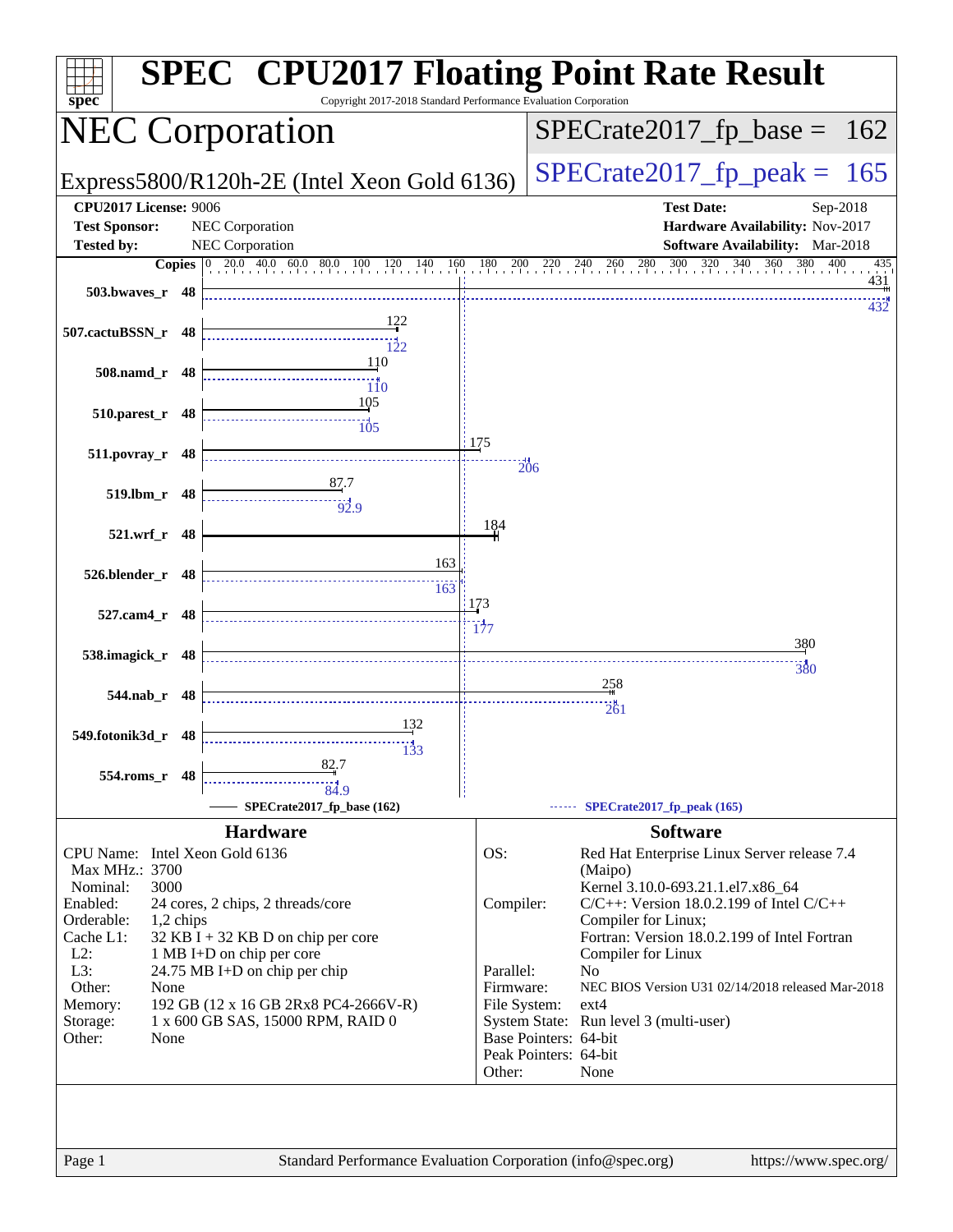# SPEC CPU2017 Floating Point Rate Result

Copyright 2017-2018 Standard Performance Evaluation Corporation

## NEC Corporation

Express5800/R120h-2E (Intel Xeon Gold 6136)

SPECrate2017_fp_base = 162

SPECrate2017_fp_peak = 165

**CPU2017 License:** 9006
**Test Sponsor:** NEC Corporation
**Tested by:** NEC Corporation

**Test Date:** Sep-2018
**Hardware Availability:** Nov-2017
**Software Availability:** Mar-2018

| Benchmark | Copies | Base | Peak |
|---|---|---|---|
| 503.bwaves_r | 48 | 431 | 432 |
| 507.cactuBSSN_r | 48 | 122 | 122 |
| 508.namd_r | 48 | 110 | 110 |
| 510.parest_r | 48 | 105 | 105 |
| 511.povray_r | 48 | 175 | 206 |
| 519.lbm_r | 48 | 87.7 | 92.9 |
| 521.wrf_r | 48 | 184 | |
| 526.blender_r | 48 | 163 | 163 |
| 527.cam4_r | 48 | 173 | 177 |
| 538.imagick_r | 48 | 380 | 380 |
| 544.nab_r | 48 | 258 | 261 |
| 549.fotonik3d_r | 48 | 132 | 133 |
| 554.roms_r | 48 | 82.7 | 84.9 |

SPECrate2017_fp_base (162) — SPECrate2017_fp_peak (165)

### Hardware

| | |
|---|---|
| CPU Name: | Intel Xeon Gold 6136 |
| Max MHz.: | 3700 |
| Nominal: | 3000 |
| Enabled: | 24 cores, 2 chips, 2 threads/core |
| Orderable: | 1,2 chips |
| Cache L1: | 32 KB I + 32 KB D on chip per core |
| L2: | 1 MB I+D on chip per core |
| L3: | 24.75 MB I+D on chip per chip |
| Other: | None |
| Memory: | 192 GB (12 x 16 GB 2Rx8 PC4-2666V-R) |
| Storage: | 1 x 600 GB SAS, 15000 RPM, RAID 0 |
| Other: | None |

### Software

| | |
|---|---|
| OS: | Red Hat Enterprise Linux Server release 7.4 (Maipo) Kernel 3.10.0-693.21.1.el7.x86_64 |
| Compiler: | C/C++: Version 18.0.2.199 of Intel C/C++ Compiler for Linux; Fortran: Version 18.0.2.199 of Intel Fortran Compiler for Linux |
| Parallel: | No |
| Firmware: | NEC BIOS Version U31 02/14/2018 released Mar-2018 |
| File System: | ext4 |
| System State: | Run level 3 (multi-user) |
| Base Pointers: | 64-bit |
| Peak Pointers: | 64-bit |
| Other: | None |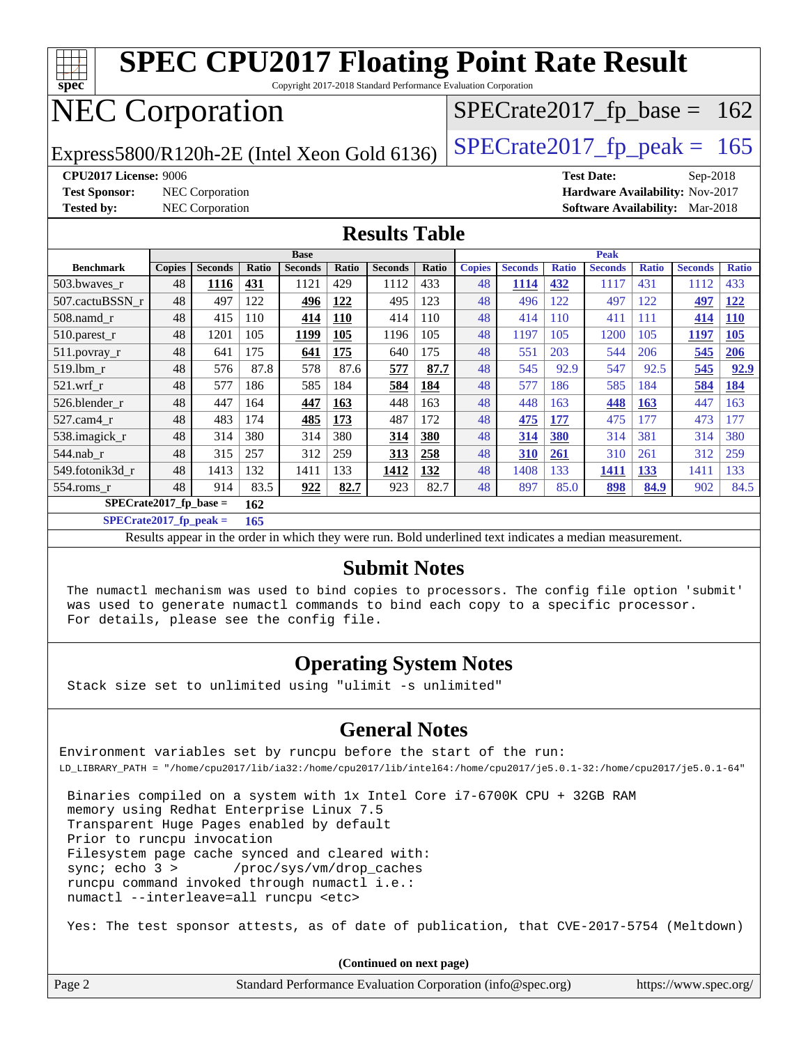# SPEC CPU2017 Floating Point Rate Result

Copyright 2017-2018 Standard Performance Evaluation Corporation

# NEC Corporation

Express5800/R120h-2E (Intel Xeon Gold 6136)

SPECrate2017_fp_base = 162

SPECrate2017_fp_peak = 165

**CPU2017 License:** 9006
**Test Sponsor:** NEC Corporation
**Tested by:** NEC Corporation

**Test Date:** Sep-2018
**Hardware Availability:** Nov-2017
**Software Availability:** Mar-2018

## Results Table

| Benchmark | Base | | | | | | | Peak | | | | | | |
|---|---|---|---|---|---|---|---|---|---|---|---|---|---|---|
| | Copies | Seconds | Ratio | Seconds | Ratio | Seconds | Ratio | Copies | Seconds | Ratio | Seconds | Ratio | Seconds | Ratio |
| 503.bwaves_r | 48 | **1116** | **431** | 1121 | 429 | 1112 | 433 | 48 | **1114** | **432** | 1117 | 431 | 1112 | 433 |
| 507.cactuBSSN_r | 48 | 497 | 122 | **496** | **122** | 495 | 123 | 48 | 496 | 122 | 497 | 122 | **497** | **122** |
| 508.namd_r | 48 | 415 | 110 | **414** | **110** | 414 | 110 | 48 | 414 | 110 | 411 | 111 | **414** | **110** |
| 510.parest_r | 48 | 1201 | 105 | **1199** | **105** | 1196 | 105 | 48 | 1197 | 105 | 1200 | 105 | **1197** | **105** |
| 511.povray_r | 48 | 641 | 175 | **641** | **175** | 640 | 175 | 48 | 551 | 203 | 544 | 206 | **545** | **206** |
| 519.lbm_r | 48 | 576 | 87.8 | 578 | 87.6 | **577** | **87.7** | 48 | 545 | 92.9 | 547 | 92.5 | **545** | **92.9** |
| 521.wrf_r | 48 | 577 | 186 | 585 | 184 | **584** | **184** | 48 | 577 | 186 | 585 | 184 | **584** | **184** |
| 526.blender_r | 48 | 447 | 164 | **447** | **163** | 448 | 163 | 48 | 448 | 163 | **448** | **163** | 447 | 163 |
| 527.cam4_r | 48 | 483 | 174 | **485** | **173** | 487 | 172 | 48 | **475** | **177** | 475 | 177 | 473 | 177 |
| 538.imagick_r | 48 | 314 | 380 | 314 | 380 | **314** | **380** | 48 | **314** | **380** | 314 | 381 | 314 | 380 |
| 544.nab_r | 48 | 315 | 257 | 312 | 259 | **313** | **258** | 48 | **310** | **261** | 310 | 261 | 312 | 259 |
| 549.fotonik3d_r | 48 | 1413 | 132 | 1411 | 133 | **1412** | **132** | 48 | 1408 | 133 | **1411** | **133** | 1411 | 133 |
| 554.roms_r | 48 | 914 | 83.5 | **922** | **82.7** | 923 | 82.7 | 48 | 897 | 85.0 | **898** | **84.9** | 902 | 84.5 |

**SPECrate2017_fp_base = 162**

**SPECrate2017_fp_peak = 165**

Results appear in the order in which they were run. Bold underlined text indicates a median measurement.

## Submit Notes

```
The numactl mechanism was used to bind copies to processors. The config file option 'submit'
was used to generate numactl commands to bind each copy to a specific processor.
For details, please see the config file.
```

## Operating System Notes

```
Stack size set to unlimited using "ulimit -s unlimited"
```

## General Notes

```
Environment variables set by runcpu before the start of the run:
LD_LIBRARY_PATH = "/home/cpu2017/lib/ia32:/home/cpu2017/lib/intel64:/home/cpu2017/je5.0.1-32:/home/cpu2017/je5.0.1-64"

 Binaries compiled on a system with 1x Intel Core i7-6700K CPU + 32GB RAM
 memory using Redhat Enterprise Linux 7.5
 Transparent Huge Pages enabled by default
 Prior to runcpu invocation
 Filesystem page cache synced and cleared with:
 sync; echo 3 >       /proc/sys/vm/drop_caches
 runcpu command invoked through numactl i.e.:
 numactl --interleave=all runcpu <etc>

 Yes: The test sponsor attests, as of date of publication, that CVE-2017-5754 (Meltdown)
```

**(Continued on next page)**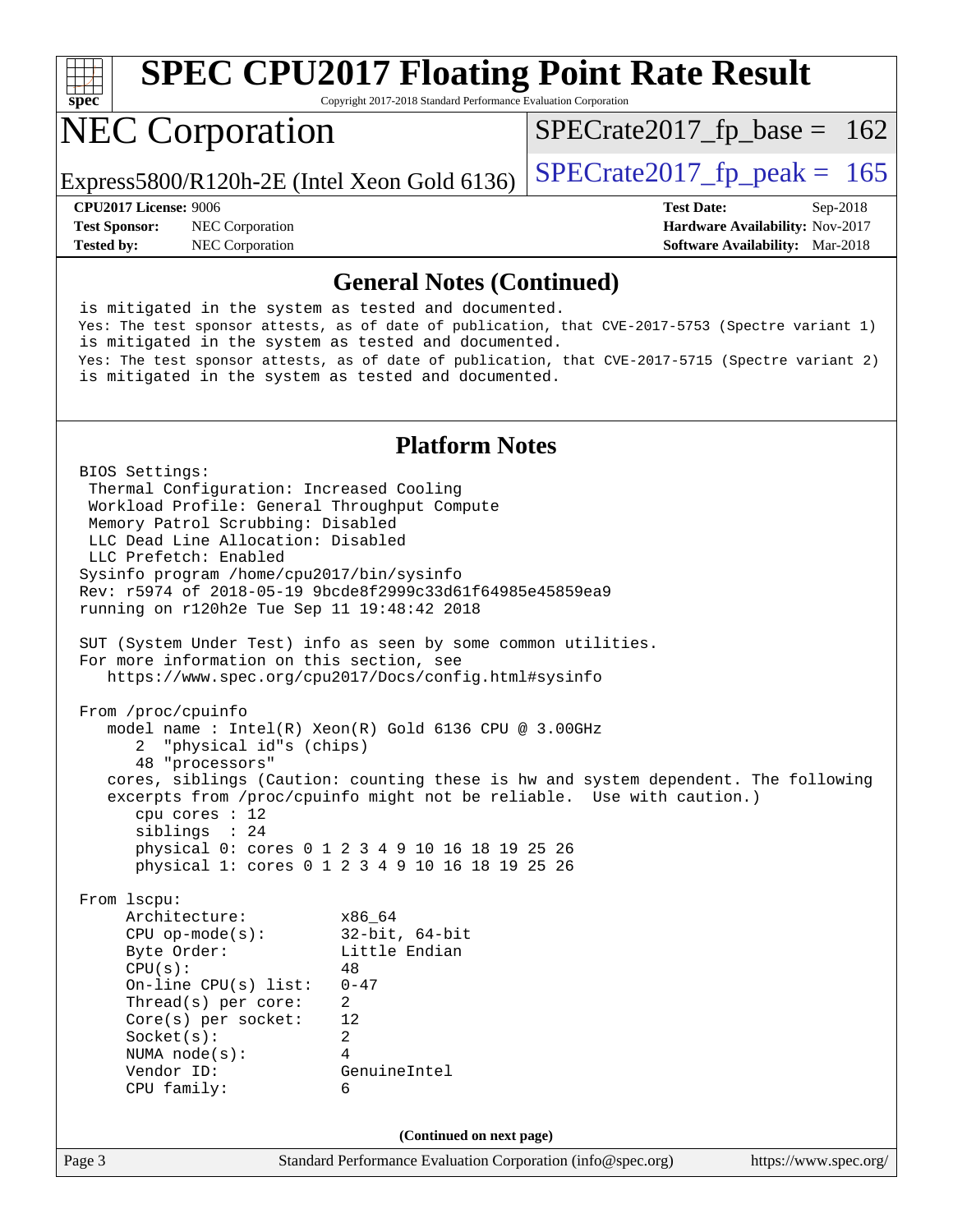## General Notes (Continued)

```
is mitigated in the system as tested and documented.
Yes: The test sponsor attests, as of date of publication, that CVE-2017-5753 (Spectre variant 1)
is mitigated in the system as tested and documented.
Yes: The test sponsor attests, as of date of publication, that CVE-2017-5715 (Spectre variant 2)
is mitigated in the system as tested and documented.
```

## Platform Notes

```
BIOS Settings:
 Thermal Configuration: Increased Cooling
 Workload Profile: General Throughput Compute
 Memory Patrol Scrubbing: Disabled
 LLC Dead Line Allocation: Disabled
 LLC Prefetch: Enabled
Sysinfo program /home/cpu2017/bin/sysinfo
Rev: r5974 of 2018-05-19 9bcde8f2999c33d61f64985e45859ea9
running on r120h2e Tue Sep 11 19:48:42 2018

SUT (System Under Test) info as seen by some common utilities.
For more information on this section, see
   https://www.spec.org/cpu2017/Docs/config.html#sysinfo

From /proc/cpuinfo
   model name : Intel(R) Xeon(R) Gold 6136 CPU @ 3.00GHz
      2  "physical id"s (chips)
      48 "processors"
   cores, siblings (Caution: counting these is hw and system dependent. The following
   excerpts from /proc/cpuinfo might not be reliable.  Use with caution.)
      cpu cores : 12
      siblings  : 24
      physical 0: cores 0 1 2 3 4 9 10 16 18 19 25 26
      physical 1: cores 0 1 2 3 4 9 10 16 18 19 25 26

From lscpu:
     Architecture:          x86_64
     CPU op-mode(s):        32-bit, 64-bit
     Byte Order:            Little Endian
     CPU(s):                48
     On-line CPU(s) list:   0-47
     Thread(s) per core:    2
     Core(s) per socket:    12
     Socket(s):             2
     NUMA node(s):          4
     Vendor ID:             GenuineIntel
     CPU family:            6
```

(Continued on next page)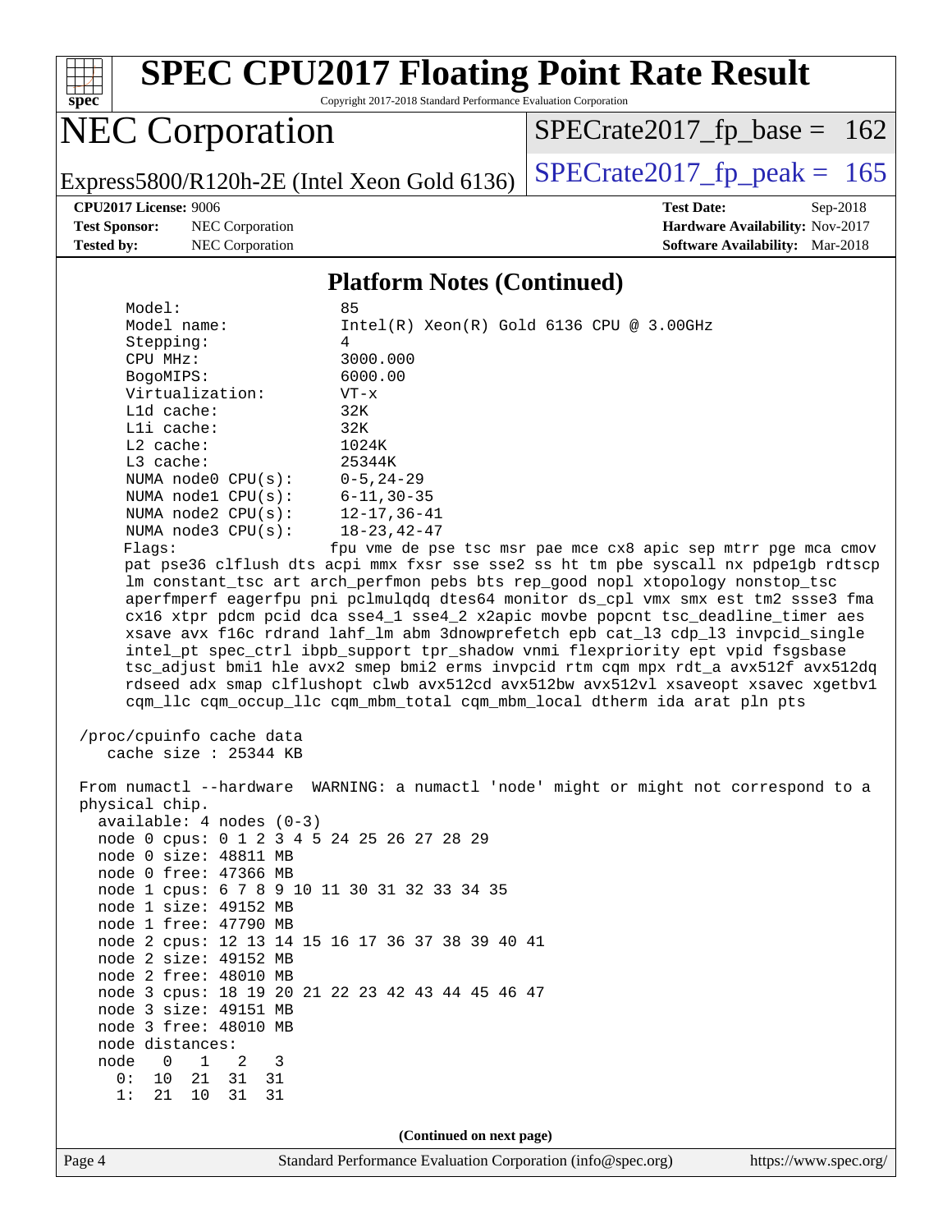# SPEC CPU2017 Floating Point Rate Result

Copyright 2017-2018 Standard Performance Evaluation Corporation

## NEC Corporation

Express5800/R120h-2E (Intel Xeon Gold 6136)

SPECrate2017_fp_base = 162

SPECrate2017_fp_peak = 165

**CPU2017 License:** 9006
**Test Sponsor:** NEC Corporation
**Tested by:** NEC Corporation

**Test Date:** Sep-2018
**Hardware Availability:** Nov-2017
**Software Availability:** Mar-2018

### Platform Notes (Continued)

```
    Model:                 85
    Model name:            Intel(R) Xeon(R) Gold 6136 CPU @ 3.00GHz
    Stepping:              4
    CPU MHz:               3000.000
    BogoMIPS:              6000.00
    Virtualization:        VT-x
    L1d cache:             32K
    L1i cache:             32K
    L2 cache:              1024K
    L3 cache:              25344K
    NUMA node0 CPU(s):     0-5,24-29
    NUMA node1 CPU(s):     6-11,30-35
    NUMA node2 CPU(s):     12-17,36-41
    NUMA node3 CPU(s):     18-23,42-47
    Flags:                 fpu vme de pse tsc msr pae mce cx8 apic sep mtrr pge mca cmov
    pat pse36 clflush dts acpi mmx fxsr sse sse2 ss ht tm pbe syscall nx pdpe1gb rdtscp
    lm constant_tsc art arch_perfmon pebs bts rep_good nopl xtopology nonstop_tsc
    aperfmperf eagerfpu pni pclmulqdq dtes64 monitor ds_cpl vmx smx est tm2 ssse3 fma
    cx16 xtpr pdcm pcid dca sse4_1 sse4_2 x2apic movbe popcnt tsc_deadline_timer aes
    xsave avx f16c rdrand lahf_lm abm 3dnowprefetch epb cat_l3 cdp_l3 invpcid_single
    intel_pt spec_ctrl ibpb_support tpr_shadow vnmi flexpriority ept vpid fsgsbase
    tsc_adjust bmi1 hle avx2 smep bmi2 erms invpcid rtm cqm mpx rdt_a avx512f avx512dq
    rdseed adx smap clflushopt clwb avx512cd avx512bw avx512vl xsaveopt xsavec xgetbv1
    cqm_llc cqm_occup_llc cqm_mbm_total cqm_mbm_local dtherm ida arat pln pts

 /proc/cpuinfo cache data
    cache size : 25344 KB

 From numactl --hardware  WARNING: a numactl 'node' might or might not correspond to a
 physical chip.
   available: 4 nodes (0-3)
   node 0 cpus: 0 1 2 3 4 5 24 25 26 27 28 29
   node 0 size: 48811 MB
   node 0 free: 47366 MB
   node 1 cpus: 6 7 8 9 10 11 30 31 32 33 34 35
   node 1 size: 49152 MB
   node 1 free: 47790 MB
   node 2 cpus: 12 13 14 15 16 17 36 37 38 39 40 41
   node 2 size: 49152 MB
   node 2 free: 48010 MB
   node 3 cpus: 18 19 20 21 22 23 42 43 44 45 46 47
   node 3 size: 49151 MB
   node 3 free: 48010 MB
   node distances:
   node   0   1   2   3
     0:  10  21  31  31
     1:  21  10  31  31
```

**(Continued on next page)**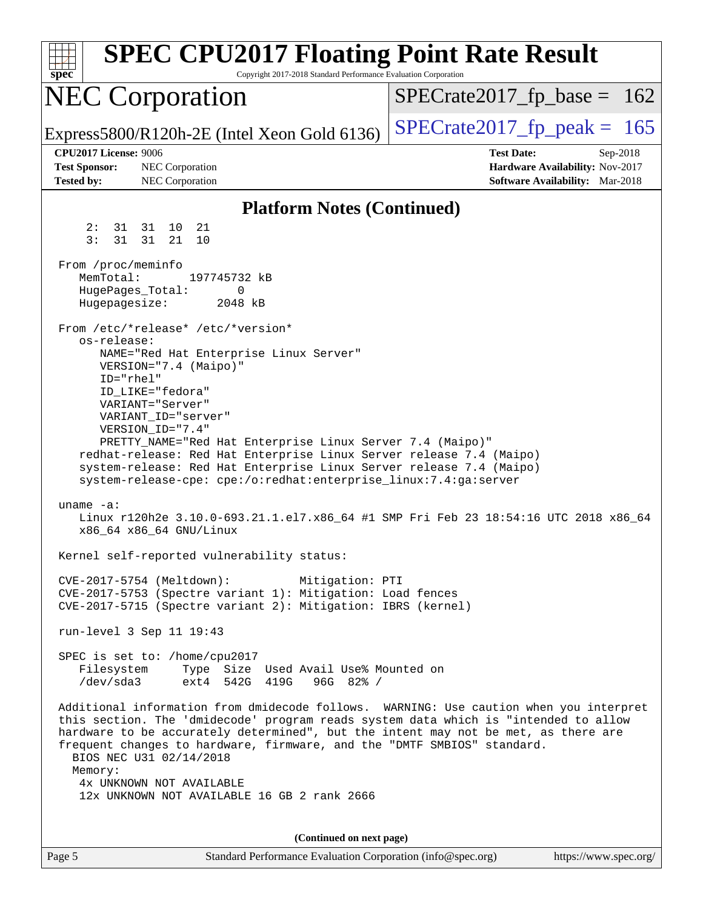## Platform Notes (Continued)

```
     2:  31  31  10  21
     3:  31  31  21  10

 From /proc/meminfo
    MemTotal:       197745732 kB
    HugePages_Total:       0
    Hugepagesize:       2048 kB

 From /etc/*release* /etc/*version*
    os-release:
       NAME="Red Hat Enterprise Linux Server"
       VERSION="7.4 (Maipo)"
       ID="rhel"
       ID_LIKE="fedora"
       VARIANT="Server"
       VARIANT_ID="server"
       VERSION_ID="7.4"
       PRETTY_NAME="Red Hat Enterprise Linux Server 7.4 (Maipo)"
    redhat-release: Red Hat Enterprise Linux Server release 7.4 (Maipo)
    system-release: Red Hat Enterprise Linux Server release 7.4 (Maipo)
    system-release-cpe: cpe:/o:redhat:enterprise_linux:7.4:ga:server

 uname -a:
    Linux r120h2e 3.10.0-693.21.1.el7.x86_64 #1 SMP Fri Feb 23 18:54:16 UTC 2018 x86_64
    x86_64 x86_64 GNU/Linux

 Kernel self-reported vulnerability status:

 CVE-2017-5754 (Meltdown):          Mitigation: PTI
 CVE-2017-5753 (Spectre variant 1): Mitigation: Load fences
 CVE-2017-5715 (Spectre variant 2): Mitigation: IBRS (kernel)

 run-level 3 Sep 11 19:43

 SPEC is set to: /home/cpu2017
    Filesystem     Type  Size  Used Avail Use% Mounted on
    /dev/sda3      ext4  542G  419G   96G  82% /

 Additional information from dmidecode follows.  WARNING: Use caution when you interpret
 this section. The 'dmidecode' program reads system data which is "intended to allow
 hardware to be accurately determined", but the intent may not be met, as there are
 frequent changes to hardware, firmware, and the "DMTF SMBIOS" standard.
   BIOS NEC U31 02/14/2018
   Memory:
    4x UNKNOWN NOT AVAILABLE
    12x UNKNOWN NOT AVAILABLE 16 GB 2 rank 2666
```

**(Continued on next page)**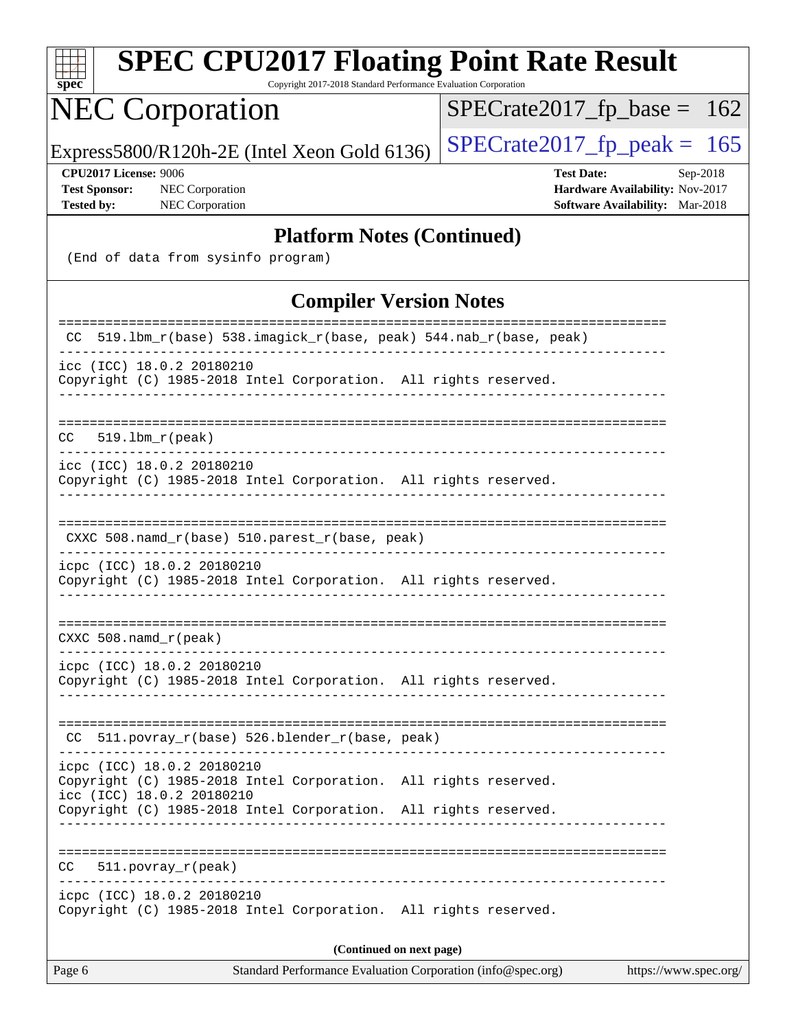# SPEC CPU2017 Floating Point Rate Result

Copyright 2017-2018 Standard Performance Evaluation Corporation

## NEC Corporation

Express5800/R120h-2E (Intel Xeon Gold 6136)

SPECrate2017_fp_base = 162

SPECrate2017_fp_peak = 165

**CPU2017 License:** 9006
**Test Sponsor:** NEC Corporation
**Tested by:** NEC Corporation

**Test Date:** Sep-2018
**Hardware Availability:** Nov-2017
**Software Availability:** Mar-2018

### Platform Notes (Continued)

```
(End of data from sysinfo program)
```

### Compiler Version Notes

```
==============================================================================
 CC  519.lbm_r(base) 538.imagick_r(base, peak) 544.nab_r(base, peak)
------------------------------------------------------------------------------
icc (ICC) 18.0.2 20180210
Copyright (C) 1985-2018 Intel Corporation.  All rights reserved.
------------------------------------------------------------------------------

==============================================================================
CC   519.lbm_r(peak)
------------------------------------------------------------------------------
icc (ICC) 18.0.2 20180210
Copyright (C) 1985-2018 Intel Corporation.  All rights reserved.
------------------------------------------------------------------------------

==============================================================================
 CXXC 508.namd_r(base) 510.parest_r(base, peak)
------------------------------------------------------------------------------
icpc (ICC) 18.0.2 20180210
Copyright (C) 1985-2018 Intel Corporation.  All rights reserved.
------------------------------------------------------------------------------

==============================================================================
CXXC 508.namd_r(peak)
------------------------------------------------------------------------------
icpc (ICC) 18.0.2 20180210
Copyright (C) 1985-2018 Intel Corporation.  All rights reserved.
------------------------------------------------------------------------------

==============================================================================
 CC  511.povray_r(base) 526.blender_r(base, peak)
------------------------------------------------------------------------------
icpc (ICC) 18.0.2 20180210
Copyright (C) 1985-2018 Intel Corporation.  All rights reserved.
icc (ICC) 18.0.2 20180210
Copyright (C) 1985-2018 Intel Corporation.  All rights reserved.
------------------------------------------------------------------------------

==============================================================================
CC   511.povray_r(peak)
------------------------------------------------------------------------------
icpc (ICC) 18.0.2 20180210
Copyright (C) 1985-2018 Intel Corporation.  All rights reserved.
```

(Continued on next page)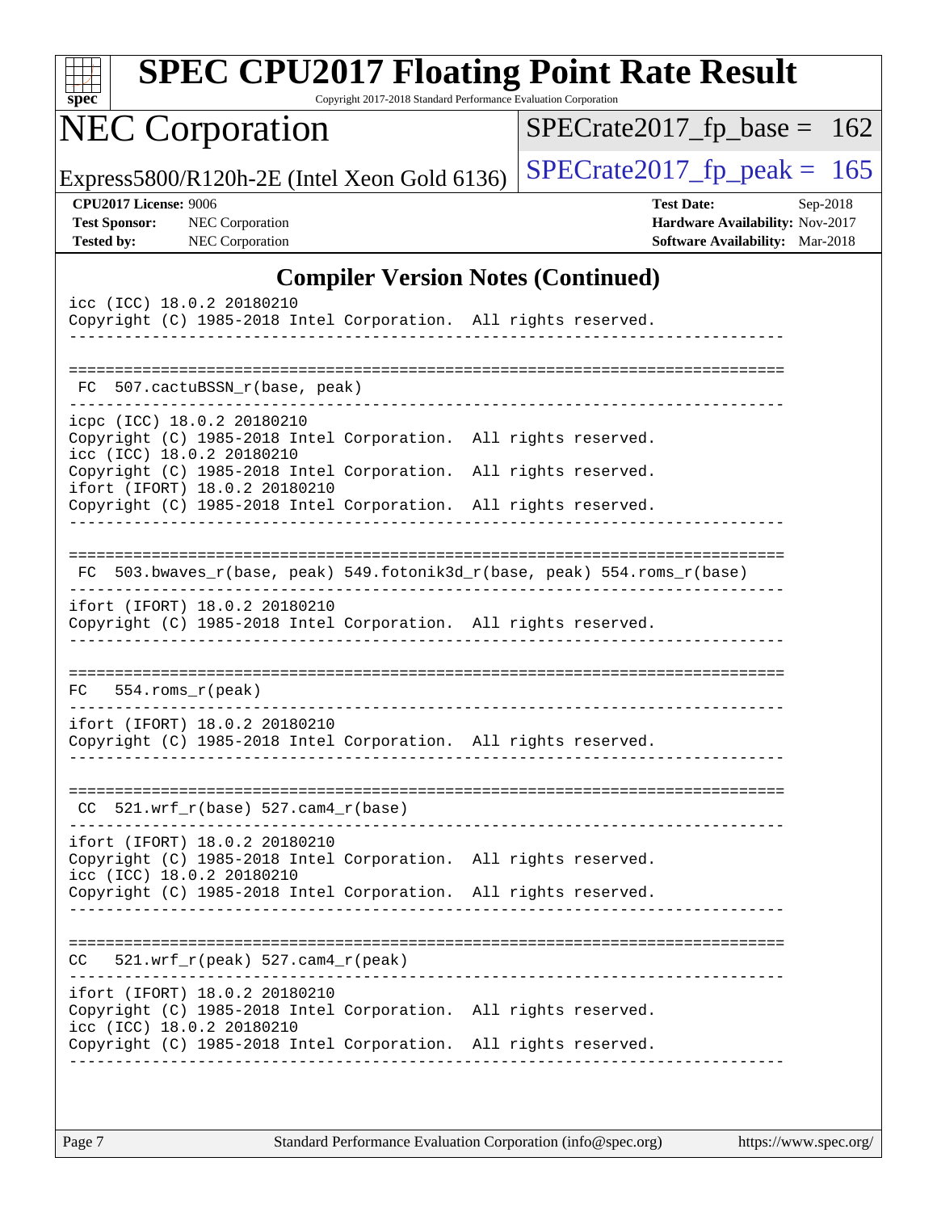## Compiler Version Notes (Continued)

```
icc (ICC) 18.0.2 20180210
Copyright (C) 1985-2018 Intel Corporation.  All rights reserved.
------------------------------------------------------------------------------

==============================================================================
 FC  507.cactuBSSN_r(base, peak)
------------------------------------------------------------------------------
icpc (ICC) 18.0.2 20180210
Copyright (C) 1985-2018 Intel Corporation.  All rights reserved.
icc (ICC) 18.0.2 20180210
Copyright (C) 1985-2018 Intel Corporation.  All rights reserved.
ifort (IFORT) 18.0.2 20180210
Copyright (C) 1985-2018 Intel Corporation.  All rights reserved.
------------------------------------------------------------------------------

==============================================================================
 FC  503.bwaves_r(base, peak) 549.fotonik3d_r(base, peak) 554.roms_r(base)
------------------------------------------------------------------------------
ifort (IFORT) 18.0.2 20180210
Copyright (C) 1985-2018 Intel Corporation.  All rights reserved.
------------------------------------------------------------------------------

==============================================================================
FC   554.roms_r(peak)
------------------------------------------------------------------------------
ifort (IFORT) 18.0.2 20180210
Copyright (C) 1985-2018 Intel Corporation.  All rights reserved.
------------------------------------------------------------------------------

==============================================================================
 CC  521.wrf_r(base) 527.cam4_r(base)
------------------------------------------------------------------------------
ifort (IFORT) 18.0.2 20180210
Copyright (C) 1985-2018 Intel Corporation.  All rights reserved.
icc (ICC) 18.0.2 20180210
Copyright (C) 1985-2018 Intel Corporation.  All rights reserved.
------------------------------------------------------------------------------

==============================================================================
CC   521.wrf_r(peak) 527.cam4_r(peak)
------------------------------------------------------------------------------
ifort (IFORT) 18.0.2 20180210
Copyright (C) 1985-2018 Intel Corporation.  All rights reserved.
icc (ICC) 18.0.2 20180210
Copyright (C) 1985-2018 Intel Corporation.  All rights reserved.
------------------------------------------------------------------------------
```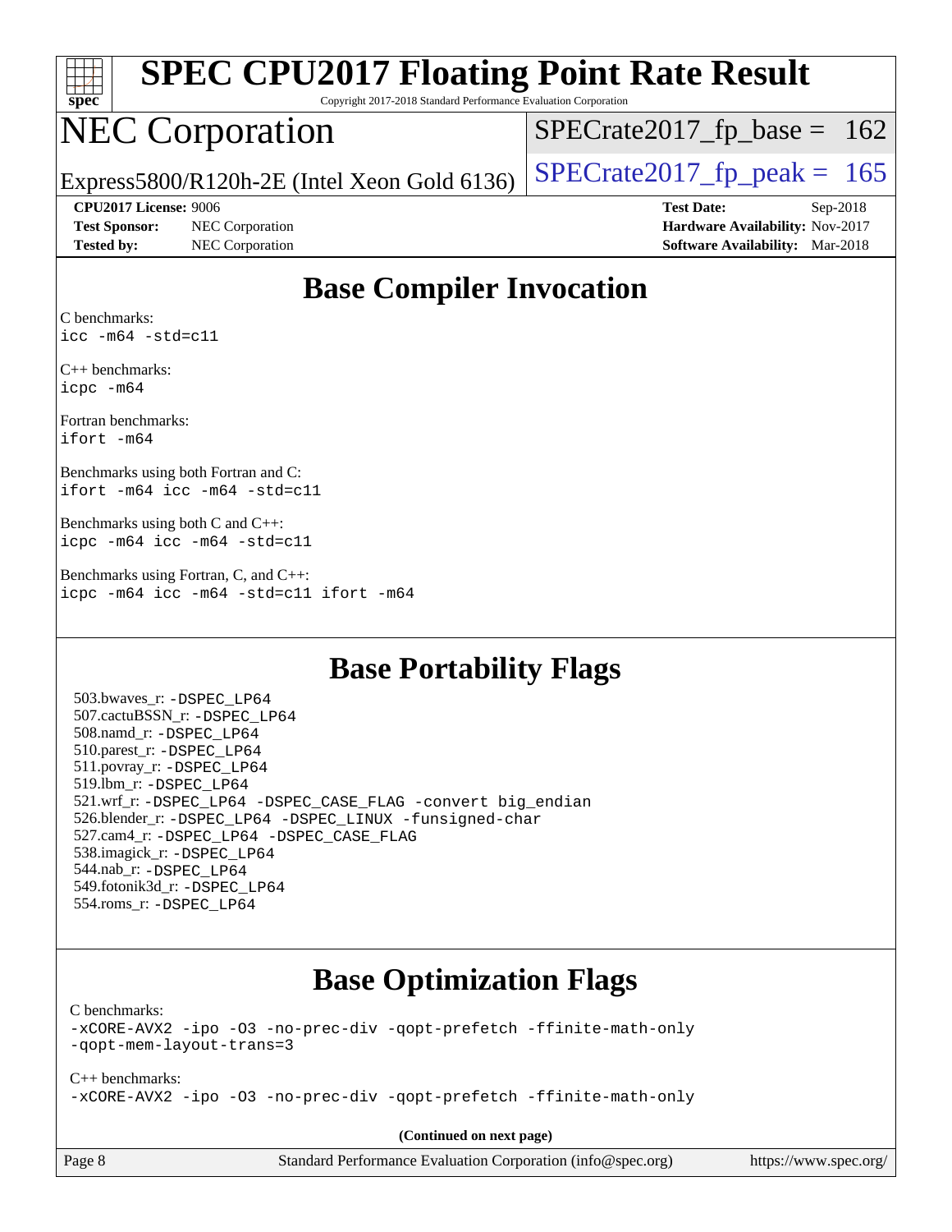# SPEC CPU2017 Floating Point Rate Result

Copyright 2017-2018 Standard Performance Evaluation Corporation

# NEC Corporation

Express5800/R120h-2E (Intel Xeon Gold 6136)

SPECrate2017_fp_base = 162

SPECrate2017_fp_peak = 165

**CPU2017 License:** 9006
**Test Sponsor:** NEC Corporation
**Tested by:** NEC Corporation

**Test Date:** Sep-2018
**Hardware Availability:** Nov-2017
**Software Availability:** Mar-2018

## Base Compiler Invocation

C benchmarks:
`icc -m64 -std=c11`

C++ benchmarks:
`icpc -m64`

Fortran benchmarks:
`ifort -m64`

Benchmarks using both Fortran and C:
`ifort -m64 icc -m64 -std=c11`

Benchmarks using both C and C++:
`icpc -m64 icc -m64 -std=c11`

Benchmarks using Fortran, C, and C++:
`icpc -m64 icc -m64 -std=c11 ifort -m64`

## Base Portability Flags

503.bwaves_r: `-DSPEC_LP64`
507.cactuBSSN_r: `-DSPEC_LP64`
508.namd_r: `-DSPEC_LP64`
510.parest_r: `-DSPEC_LP64`
511.povray_r: `-DSPEC_LP64`
519.lbm_r: `-DSPEC_LP64`
521.wrf_r: `-DSPEC_LP64 -DSPEC_CASE_FLAG -convert big_endian`
526.blender_r: `-DSPEC_LP64 -DSPEC_LINUX -funsigned-char`
527.cam4_r: `-DSPEC_LP64 -DSPEC_CASE_FLAG`
538.imagick_r: `-DSPEC_LP64`
544.nab_r: `-DSPEC_LP64`
549.fotonik3d_r: `-DSPEC_LP64`
554.roms_r: `-DSPEC_LP64`

## Base Optimization Flags

C benchmarks:
`-xCORE-AVX2 -ipo -O3 -no-prec-div -qopt-prefetch -ffinite-math-only -qopt-mem-layout-trans=3`

C++ benchmarks:
`-xCORE-AVX2 -ipo -O3 -no-prec-div -qopt-prefetch -ffinite-math-only`

**(Continued on next page)**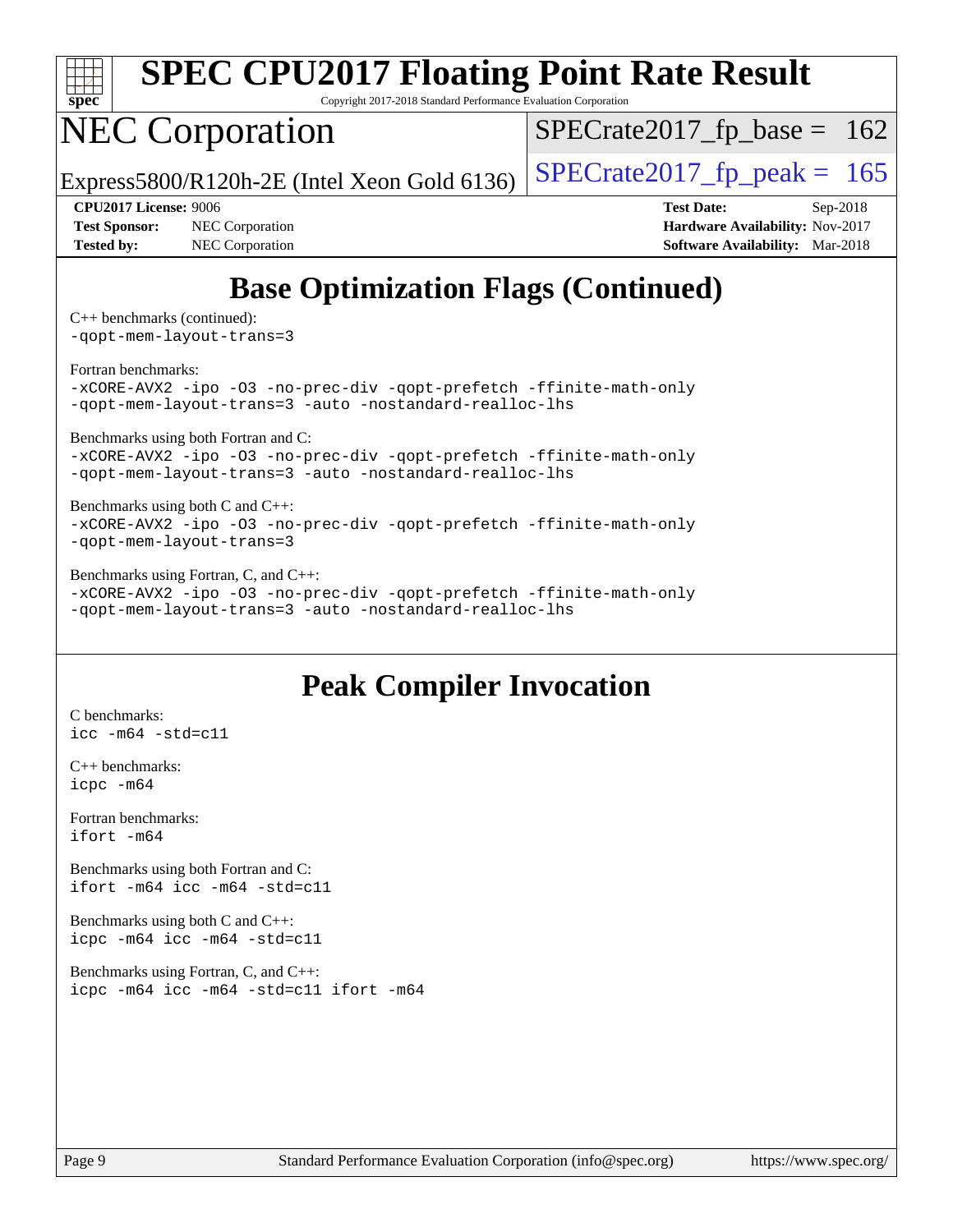# SPEC CPU2017 Floating Point Rate Result

Copyright 2017-2018 Standard Performance Evaluation Corporation

# NEC Corporation

Express5800/R120h-2E (Intel Xeon Gold 6136)

SPECrate2017_fp_base = 162

SPECrate2017_fp_peak = 165

**CPU2017 License:** 9006
**Test Sponsor:** NEC Corporation
**Tested by:** NEC Corporation

**Test Date:** Sep-2018
**Hardware Availability:** Nov-2017
**Software Availability:** Mar-2018

## Base Optimization Flags (Continued)

C++ benchmarks (continued):
```
-qopt-mem-layout-trans=3
```

Fortran benchmarks:
```
-xCORE-AVX2 -ipo -O3 -no-prec-div -qopt-prefetch -ffinite-math-only
-qopt-mem-layout-trans=3 -auto -nostandard-realloc-lhs
```

Benchmarks using both Fortran and C:
```
-xCORE-AVX2 -ipo -O3 -no-prec-div -qopt-prefetch -ffinite-math-only
-qopt-mem-layout-trans=3 -auto -nostandard-realloc-lhs
```

Benchmarks using both C and C++:
```
-xCORE-AVX2 -ipo -O3 -no-prec-div -qopt-prefetch -ffinite-math-only
-qopt-mem-layout-trans=3
```

Benchmarks using Fortran, C, and C++:
```
-xCORE-AVX2 -ipo -O3 -no-prec-div -qopt-prefetch -ffinite-math-only
-qopt-mem-layout-trans=3 -auto -nostandard-realloc-lhs
```

## Peak Compiler Invocation

C benchmarks:
```
icc -m64 -std=c11
```

C++ benchmarks:
```
icpc -m64
```

Fortran benchmarks:
```
ifort -m64
```

Benchmarks using both Fortran and C:
```
ifort -m64 icc -m64 -std=c11
```

Benchmarks using both C and C++:
```
icpc -m64 icc -m64 -std=c11
```

Benchmarks using Fortran, C, and C++:
```
icpc -m64 icc -m64 -std=c11 ifort -m64
```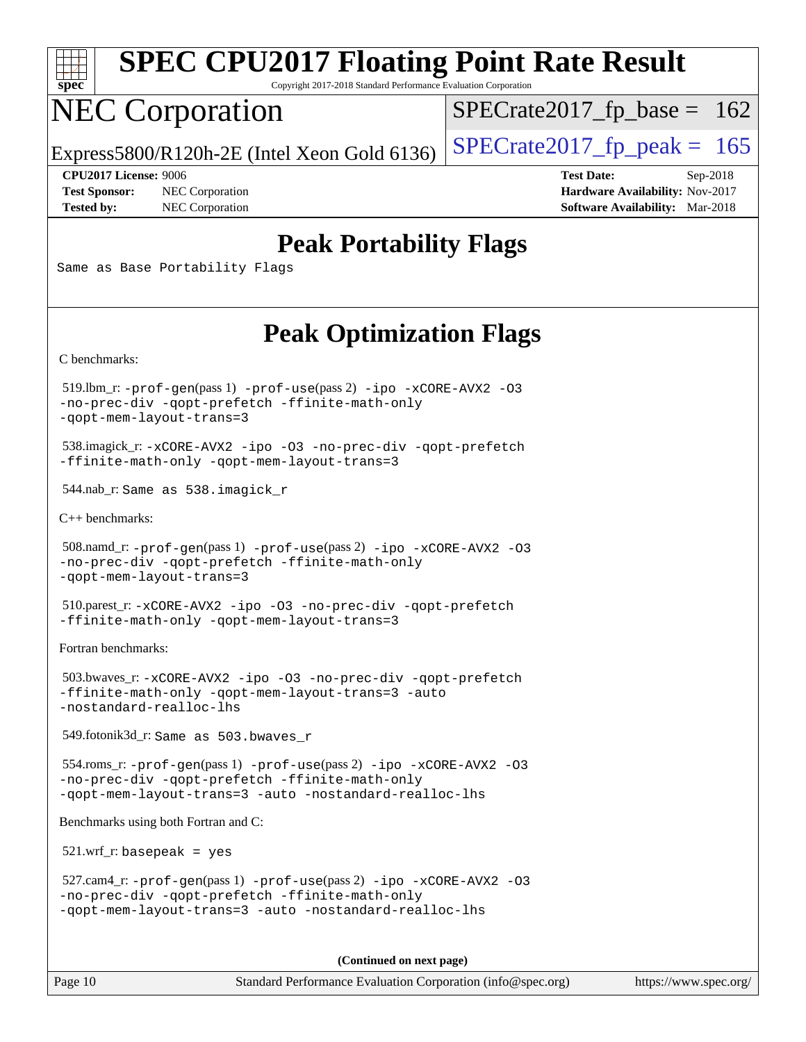# SPEC CPU2017 Floating Point Rate Result

Copyright 2017-2018 Standard Performance Evaluation Corporation

# NEC Corporation

Express5800/R120h-2E (Intel Xeon Gold 6136)

SPECrate2017_fp_base = 162

SPECrate2017_fp_peak = 165

**CPU2017 License:** 9006
**Test Sponsor:** NEC Corporation
**Tested by:** NEC Corporation

**Test Date:** Sep-2018
**Hardware Availability:** Nov-2017
**Software Availability:** Mar-2018

## Peak Portability Flags

Same as Base Portability Flags

## Peak Optimization Flags

C benchmarks:

519.lbm_r: -prof-gen(pass 1) -prof-use(pass 2) -ipo -xCORE-AVX2 -O3 -no-prec-div -qopt-prefetch -ffinite-math-only -qopt-mem-layout-trans=3

538.imagick_r: -xCORE-AVX2 -ipo -O3 -no-prec-div -qopt-prefetch -ffinite-math-only -qopt-mem-layout-trans=3

544.nab_r: Same as 538.imagick_r

C++ benchmarks:

508.namd_r: -prof-gen(pass 1) -prof-use(pass 2) -ipo -xCORE-AVX2 -O3 -no-prec-div -qopt-prefetch -ffinite-math-only -qopt-mem-layout-trans=3

510.parest_r: -xCORE-AVX2 -ipo -O3 -no-prec-div -qopt-prefetch -ffinite-math-only -qopt-mem-layout-trans=3

Fortran benchmarks:

503.bwaves_r: -xCORE-AVX2 -ipo -O3 -no-prec-div -qopt-prefetch -ffinite-math-only -qopt-mem-layout-trans=3 -auto -nostandard-realloc-lhs

549.fotonik3d_r: Same as 503.bwaves_r

554.roms_r: -prof-gen(pass 1) -prof-use(pass 2) -ipo -xCORE-AVX2 -O3 -no-prec-div -qopt-prefetch -ffinite-math-only -qopt-mem-layout-trans=3 -auto -nostandard-realloc-lhs

Benchmarks using both Fortran and C:

521.wrf_r: basepeak = yes

527.cam4_r: -prof-gen(pass 1) -prof-use(pass 2) -ipo -xCORE-AVX2 -O3 -no-prec-div -qopt-prefetch -ffinite-math-only -qopt-mem-layout-trans=3 -auto -nostandard-realloc-lhs

**(Continued on next page)**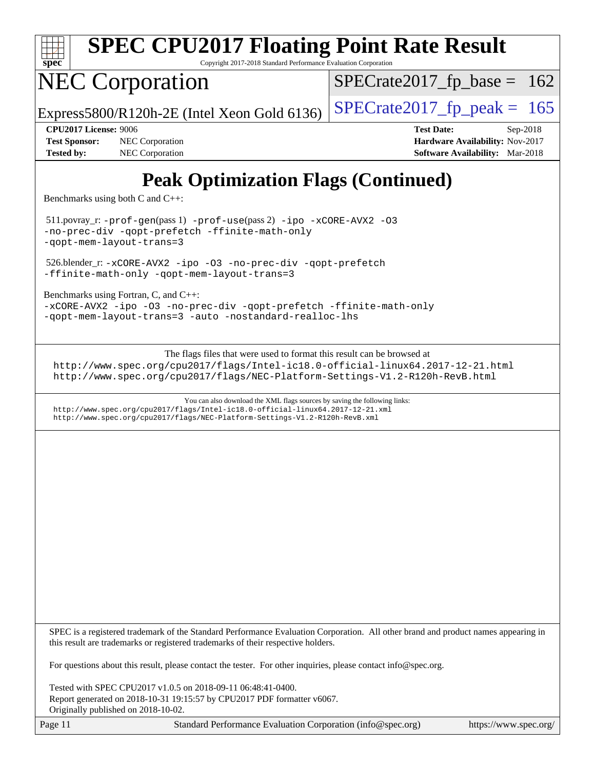# SPEC CPU2017 Floating Point Rate Result

Copyright 2017-2018 Standard Performance Evaluation Corporation

# NEC Corporation

Express5800/R120h-2E (Intel Xeon Gold 6136)

SPECrate2017_fp_base = 162

SPECrate2017_fp_peak = 165

**CPU2017 License:** 9006
**Test Sponsor:** NEC Corporation
**Tested by:** NEC Corporation

**Test Date:** Sep-2018
**Hardware Availability:** Nov-2017
**Software Availability:** Mar-2018

## Peak Optimization Flags (Continued)

Benchmarks using both C and C++:

511.povray_r: -prof-gen(pass 1) -prof-use(pass 2) -ipo -xCORE-AVX2 -O3 -no-prec-div -qopt-prefetch -ffinite-math-only -qopt-mem-layout-trans=3

526.blender_r: -xCORE-AVX2 -ipo -O3 -no-prec-div -qopt-prefetch -ffinite-math-only -qopt-mem-layout-trans=3

Benchmarks using Fortran, C, and C++:
-xCORE-AVX2 -ipo -O3 -no-prec-div -qopt-prefetch -ffinite-math-only -qopt-mem-layout-trans=3 -auto -nostandard-realloc-lhs

The flags files that were used to format this result can be browsed at
http://www.spec.org/cpu2017/flags/Intel-ic18.0-official-linux64.2017-12-21.html
http://www.spec.org/cpu2017/flags/NEC-Platform-Settings-V1.2-R120h-RevB.html

You can also download the XML flags sources by saving the following links:
http://www.spec.org/cpu2017/flags/Intel-ic18.0-official-linux64.2017-12-21.xml
http://www.spec.org/cpu2017/flags/NEC-Platform-Settings-V1.2-R120h-RevB.xml

SPEC is a registered trademark of the Standard Performance Evaluation Corporation. All other brand and product names appearing in this result are trademarks or registered trademarks of their respective holders.

For questions about this result, please contact the tester. For other inquiries, please contact info@spec.org.

Tested with SPEC CPU2017 v1.0.5 on 2018-09-11 06:48:41-0400.
Report generated on 2018-10-31 19:15:57 by CPU2017 PDF formatter v6067.
Originally published on 2018-10-02.